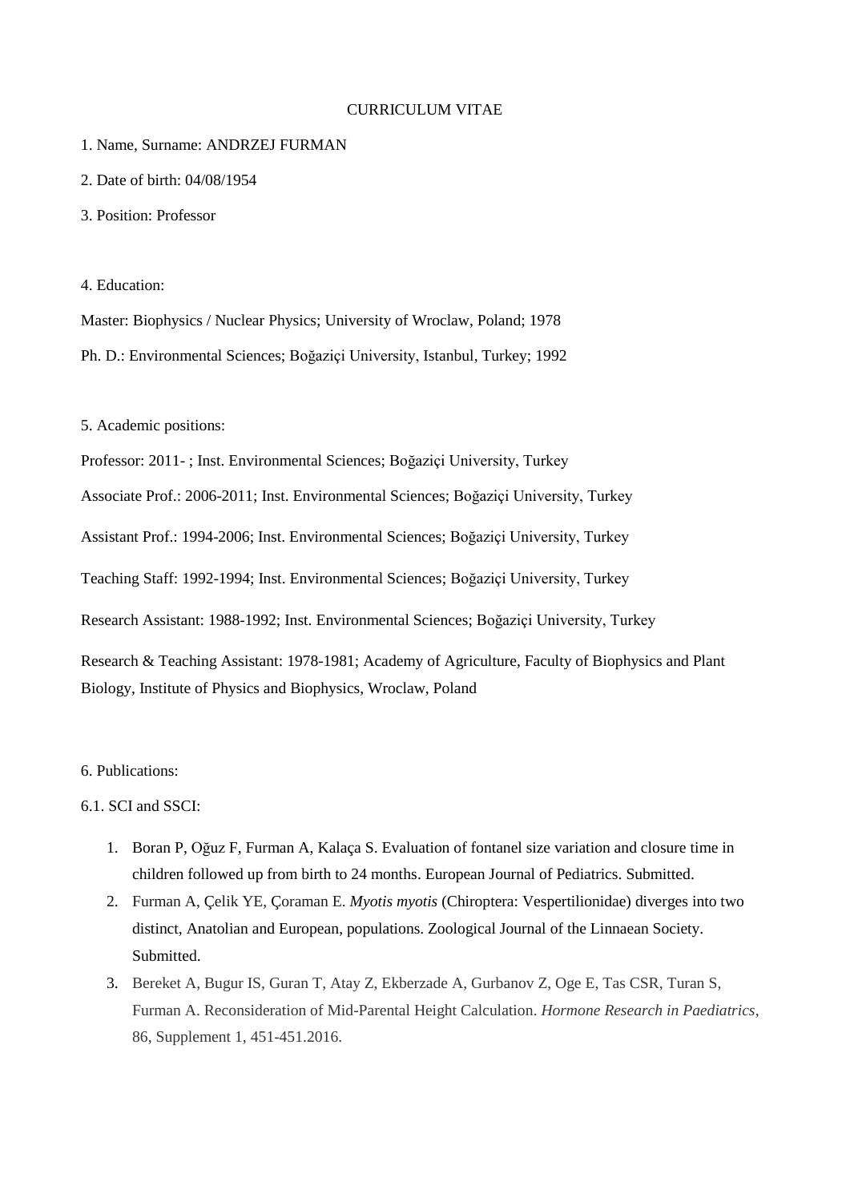# CURRICULUM VITAE

1. Name, Surname: ANDRZEJ FURMAN

2. Date of birth: 04/08/1954

3. Position: Professor

4. Education:

Master: Biophysics / Nuclear Physics; University of Wroclaw, Poland; 1978

Ph. D.: Environmental Sciences; Boğaziçi University, Istanbul, Turkey; 1992

5. Academic positions:

Professor: 2011- ; Inst. Environmental Sciences; Boğaziçi University, Turkey

Associate Prof.: 2006-2011; Inst. Environmental Sciences; Boğaziçi University, Turkey

Assistant Prof.: 1994-2006; Inst. Environmental Sciences; Boğaziçi University, Turkey

Teaching Staff: 1992-1994; Inst. Environmental Sciences; Boğaziçi University, Turkey

Research Assistant: 1988-1992; Inst. Environmental Sciences; Boğaziçi University, Turkey

Research & Teaching Assistant: 1978-1981; Academy of Agriculture, Faculty of Biophysics and Plant Biology, Institute of Physics and Biophysics, Wroclaw, Poland

6. Publications:

6.1. SCI and SSCI:

1. Boran P, Oğuz F, Furman A, Kalaça S. Evaluation of fontanel size variation and closure time in children followed up from birth to 24 months. European Journal of Pediatrics. Submitted.
2. Furman A, Çelik YE, Çoraman E. *Myotis myotis* (Chiroptera: Vespertilionidae) diverges into two distinct, Anatolian and European, populations. Zoological Journal of the Linnaean Society. Submitted.
3. Bereket A, Bugur IS, Guran T, Atay Z, Ekberzade A, Gurbanov Z, Oge E, Tas CSR, Turan S, Furman A. Reconsideration of Mid-Parental Height Calculation. *Hormone Research in Paediatrics*, 86, Supplement 1, 451-451.2016.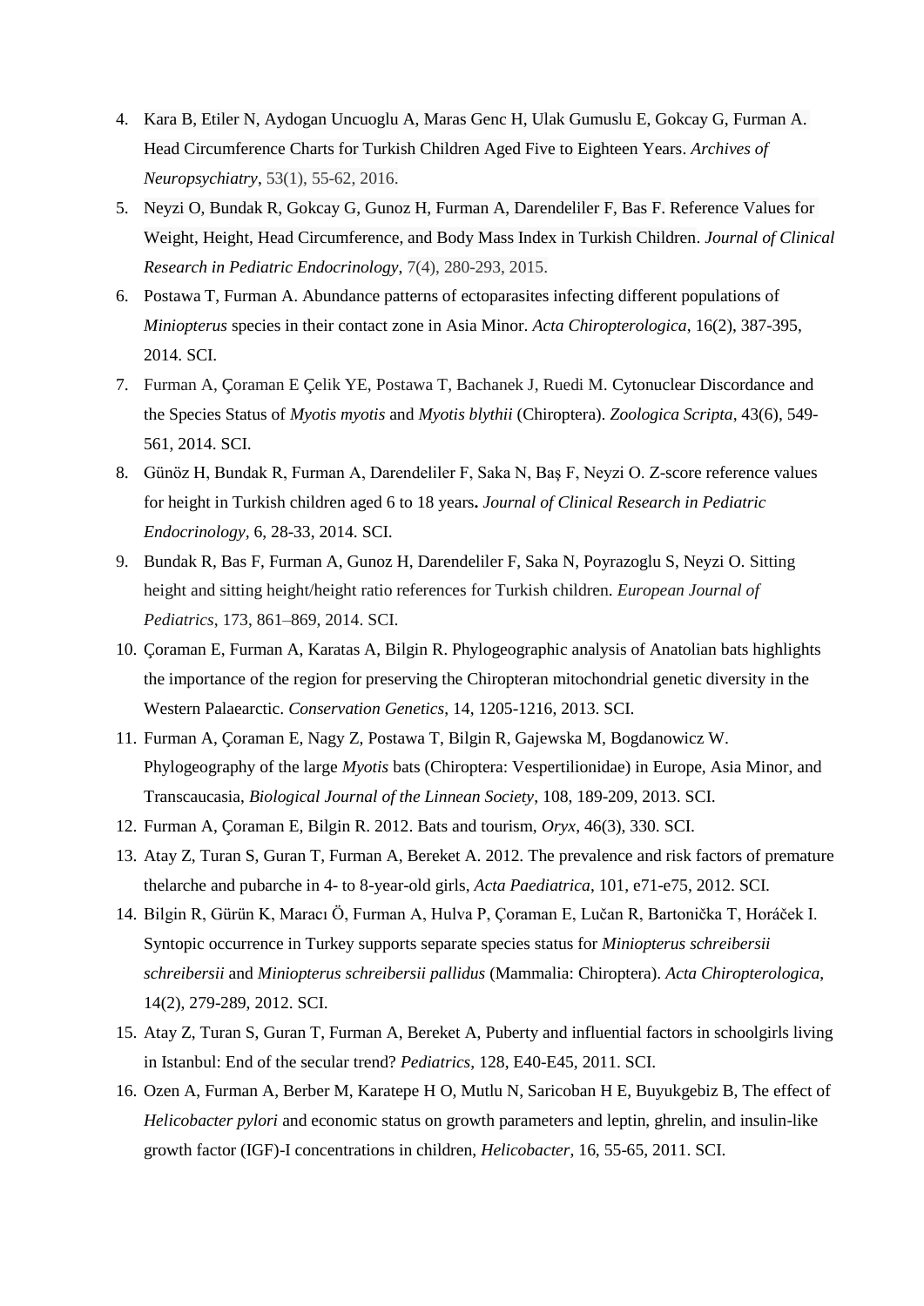4. Kara B, Etiler N, Aydogan Uncuoglu A, Maras Genc H, Ulak Gumuslu E, Gokcay G, Furman A. Head Circumference Charts for Turkish Children Aged Five to Eighteen Years. *Archives of Neuropsychiatry*, 53(1), 55-62, 2016.
5. Neyzi O, Bundak R, Gokcay G, Gunoz H, Furman A, Darendeliler F, Bas F. Reference Values for Weight, Height, Head Circumference, and Body Mass Index in Turkish Children. *Journal of Clinical Research in Pediatric Endocrinology*, 7(4), 280-293, 2015.
6. Postawa T, Furman A. Abundance patterns of ectoparasites infecting different populations of *Miniopterus* species in their contact zone in Asia Minor. *Acta Chiropterologica*, 16(2), 387-395, 2014. SCI.
7. Furman A, Çoraman E Çelik YE, Postawa T, Bachanek J, Ruedi M. Cytonuclear Discordance and the Species Status of *Myotis myotis* and *Myotis blythii* (Chiroptera). *Zoologica Scripta*, 43(6), 549-561, 2014. SCI.
8. Günöz H, Bundak R, Furman A, Darendeliler F, Saka N, Baş F, Neyzi O. Z-score reference values for height in Turkish children aged 6 to 18 years**.** *Journal of Clinical Research in Pediatric Endocrinology,* 6, 28-33, 2014. SCI.
9. Bundak R, Bas F, Furman A, Gunoz H, Darendeliler F, Saka N, Poyrazoglu S, Neyzi O. Sitting height and sitting height/height ratio references for Turkish children. *European Journal of Pediatrics*, 173, 861–869, 2014. SCI.
10. Çoraman E, Furman A, Karatas A, Bilgin R. Phylogeographic analysis of Anatolian bats highlights the importance of the region for preserving the Chiropteran mitochondrial genetic diversity in the Western Palaearctic. *Conservation Genetics*, 14, 1205-1216, 2013. SCI.
11. Furman A, Çoraman E, Nagy Z, Postawa T, Bilgin R, Gajewska M, Bogdanowicz W. Phylogeography of the large *Myotis* bats (Chiroptera: Vespertilionidae) in Europe, Asia Minor, and Transcaucasia, *Biological Journal of the Linnean Society*, 108, 189-209, 2013. SCI.
12. Furman A, Çoraman E, Bilgin R. 2012. Bats and tourism, *Oryx*, 46(3), 330. SCI.
13. Atay Z, Turan S, Guran T, Furman A, Bereket A. 2012. The prevalence and risk factors of premature thelarche and pubarche in 4- to 8-year-old girls, *Acta Paediatrica*, 101, e71-e75, 2012. SCI.
14. Bilgin R, Gürün K, Maracı Ö, Furman A, Hulva P, Çoraman E, Lučan R, Bartonička T, Horáček I. Syntopic occurrence in Turkey supports separate species status for *Miniopterus schreibersii schreibersii* and *Miniopterus schreibersii pallidus* (Mammalia: Chiroptera). *Acta Chiropterologica*, 14(2), 279-289, 2012. SCI.
15. Atay Z, Turan S, Guran T, Furman A, Bereket A, Puberty and influential factors in schoolgirls living in Istanbul: End of the secular trend? *Pediatrics*, 128, E40-E45, 2011. SCI.
16. Ozen A, Furman A, Berber M, Karatepe H O, Mutlu N, Saricoban H E, Buyukgebiz B, The effect of *Helicobacter pylori* and economic status on growth parameters and leptin, ghrelin, and insulin-like growth factor (IGF)-I concentrations in children, *Helicobacter*, 16, 55-65, 2011. SCI.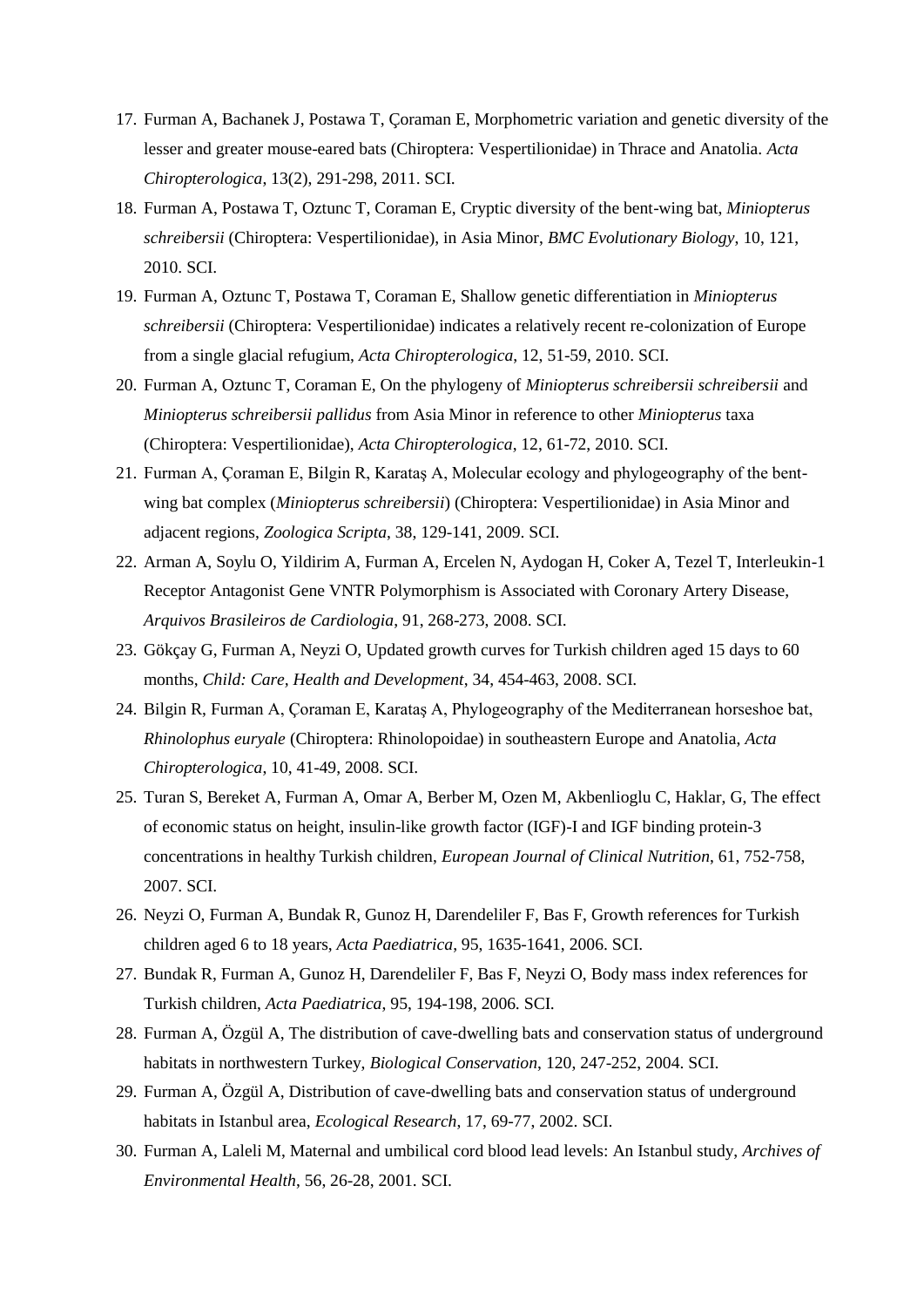17. Furman A, Bachanek J, Postawa T, Çoraman E, Morphometric variation and genetic diversity of the lesser and greater mouse-eared bats (Chiroptera: Vespertilionidae) in Thrace and Anatolia. *Acta Chiropterologica*, 13(2), 291-298, 2011. SCI.
18. Furman A, Postawa T, Oztunc T, Coraman E, Cryptic diversity of the bent-wing bat, *Miniopterus schreibersii* (Chiroptera: Vespertilionidae), in Asia Minor, *BMC Evolutionary Biology*, 10, 121, 2010. SCI.
19. Furman A, Oztunc T, Postawa T, Coraman E, Shallow genetic differentiation in *Miniopterus schreibersii* (Chiroptera: Vespertilionidae) indicates a relatively recent re-colonization of Europe from a single glacial refugium, *Acta Chiropterologica*, 12, 51-59, 2010. SCI.
20. Furman A, Oztunc T, Coraman E, On the phylogeny of *Miniopterus schreibersii schreibersii* and *Miniopterus schreibersii pallidus* from Asia Minor in reference to other *Miniopterus* taxa (Chiroptera: Vespertilionidae), *Acta Chiropterologica*, 12, 61-72, 2010. SCI.
21. Furman A, Çoraman E, Bilgin R, Karataş A, Molecular ecology and phylogeography of the bent-wing bat complex (*Miniopterus schreibersii*) (Chiroptera: Vespertilionidae) in Asia Minor and adjacent regions, *Zoologica Scripta*, 38, 129-141, 2009. SCI.
22. Arman A, Soylu O, Yildirim A, Furman A, Ercelen N, Aydogan H, Coker A, Tezel T, Interleukin-1 Receptor Antagonist Gene VNTR Polymorphism is Associated with Coronary Artery Disease, *Arquivos Brasileiros de Cardiologia*, 91, 268-273, 2008. SCI.
23. Gökçay G, Furman A, Neyzi O, Updated growth curves for Turkish children aged 15 days to 60 months, *Child: Care, Health and Development*, 34, 454-463, 2008. SCI.
24. Bilgin R, Furman A, Çoraman E, Karataş A, Phylogeography of the Mediterranean horseshoe bat, *Rhinolophus euryale* (Chiroptera: Rhinolopoidae) in southeastern Europe and Anatolia, *Acta Chiropterologica*, 10, 41-49, 2008. SCI.
25. Turan S, Bereket A, Furman A, Omar A, Berber M, Ozen M, Akbenlioglu C, Haklar, G, The effect of economic status on height, insulin-like growth factor (IGF)-I and IGF binding protein-3 concentrations in healthy Turkish children, *European Journal of Clinical Nutrition*, 61, 752-758, 2007. SCI.
26. Neyzi O, Furman A, Bundak R, Gunoz H, Darendeliler F, Bas F, Growth references for Turkish children aged 6 to 18 years, *Acta Paediatrica*, 95, 1635-1641, 2006. SCI.
27. Bundak R, Furman A, Gunoz H, Darendeliler F, Bas F, Neyzi O, Body mass index references for Turkish children, *Acta Paediatrica*, 95, 194-198, 2006. SCI.
28. Furman A, Özgül A, The distribution of cave-dwelling bats and conservation status of underground habitats in northwestern Turkey, *Biological Conservation*, 120, 247-252, 2004. SCI.
29. Furman A, Özgül A, Distribution of cave-dwelling bats and conservation status of underground habitats in Istanbul area, *Ecological Research*, 17, 69-77, 2002. SCI.
30. Furman A, Laleli M, Maternal and umbilical cord blood lead levels: An Istanbul study, *Archives of Environmental Health*, 56, 26-28, 2001. SCI.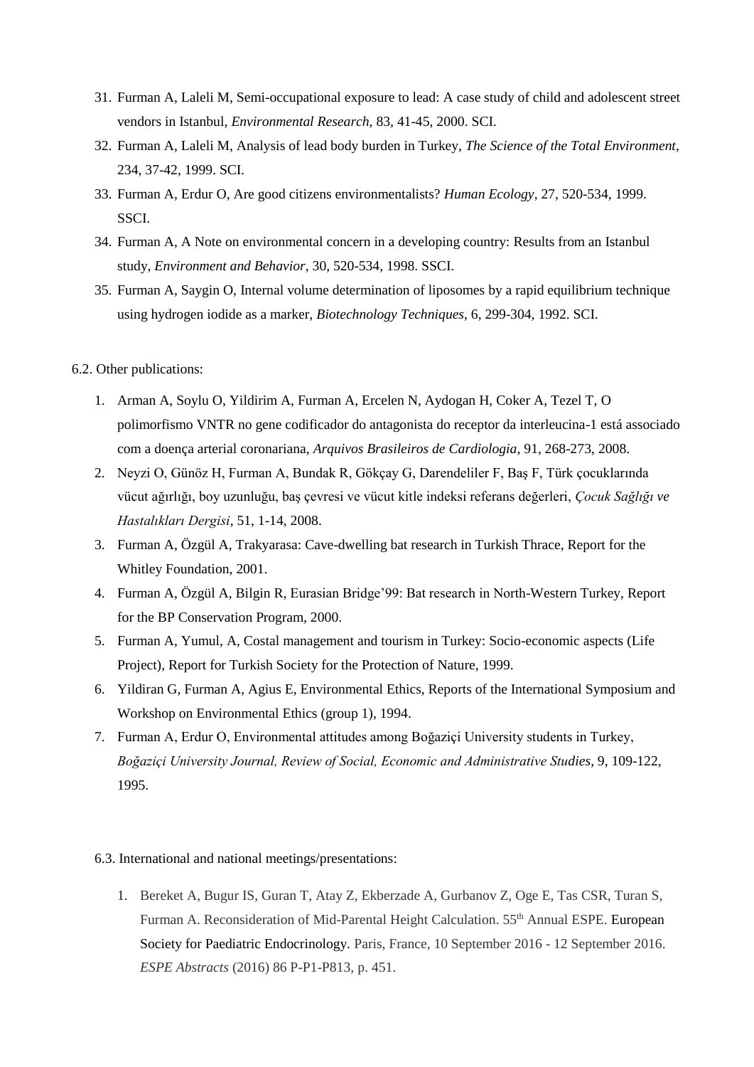31. Furman A, Laleli M, Semi-occupational exposure to lead: A case study of child and adolescent street vendors in Istanbul, *Environmental Research*, 83, 41-45, 2000. SCI.
32. Furman A, Laleli M, Analysis of lead body burden in Turkey, *The Science of the Total Environment*, 234, 37-42, 1999. SCI.
33. Furman A, Erdur O, Are good citizens environmentalists? *Human Ecology*, 27, 520-534, 1999. SSCI.
34. Furman A, A Note on environmental concern in a developing country: Results from an Istanbul study, *Environment and Behavior*, 30, 520-534, 1998. SSCI.
35. Furman A, Saygin O, Internal volume determination of liposomes by a rapid equilibrium technique using hydrogen iodide as a marker, *Biotechnology Techniques*, 6, 299-304, 1992. SCI.

6.2. Other publications:

1. Arman A, Soylu O, Yildirim A, Furman A, Ercelen N, Aydogan H, Coker A, Tezel T, O polimorfismo VNTR no gene codificador do antagonista do receptor da interleucina-1 está associado com a doença arterial coronariana, *Arquivos Brasileiros de Cardiologia*, 91, 268-273, 2008.
2. Neyzi O, Günöz H, Furman A, Bundak R, Gökçay G, Darendeliler F, Baş F, Türk çocuklarında vücut ağırlığı, boy uzunluğu, baş çevresi ve vücut kitle indeksi referans değerleri, *Çocuk Sağlığı ve Hastalıkları Dergisi*, 51, 1-14, 2008.
3. Furman A, Özgül A, Trakyarasa: Cave-dwelling bat research in Turkish Thrace, Report for the Whitley Foundation, 2001.
4. Furman A, Özgül A, Bilgin R, Eurasian Bridge'99: Bat research in North-Western Turkey, Report for the BP Conservation Program, 2000.
5. Furman A, Yumul, A, Costal management and tourism in Turkey: Socio-economic aspects (Life Project), Report for Turkish Society for the Protection of Nature, 1999.
6. Yildiran G, Furman A, Agius E, Environmental Ethics, Reports of the International Symposium and Workshop on Environmental Ethics (group 1), 1994.
7. Furman A, Erdur O, Environmental attitudes among Boğaziçi University students in Turkey, *Boğaziçi University Journal, Review of Social, Economic and Administrative Studies*, 9, 109-122, 1995.

6.3. International and national meetings/presentations:

1. Bereket A, Bugur IS, Guran T, Atay Z, Ekberzade A, Gurbanov Z, Oge E, Tas CSR, Turan S, Furman A. Reconsideration of Mid-Parental Height Calculation. 55th Annual ESPE. European Society for Paediatric Endocrinology. Paris, France, 10 September 2016 - 12 September 2016. *ESPE Abstracts* (2016) 86 P-P1-P813, p. 451.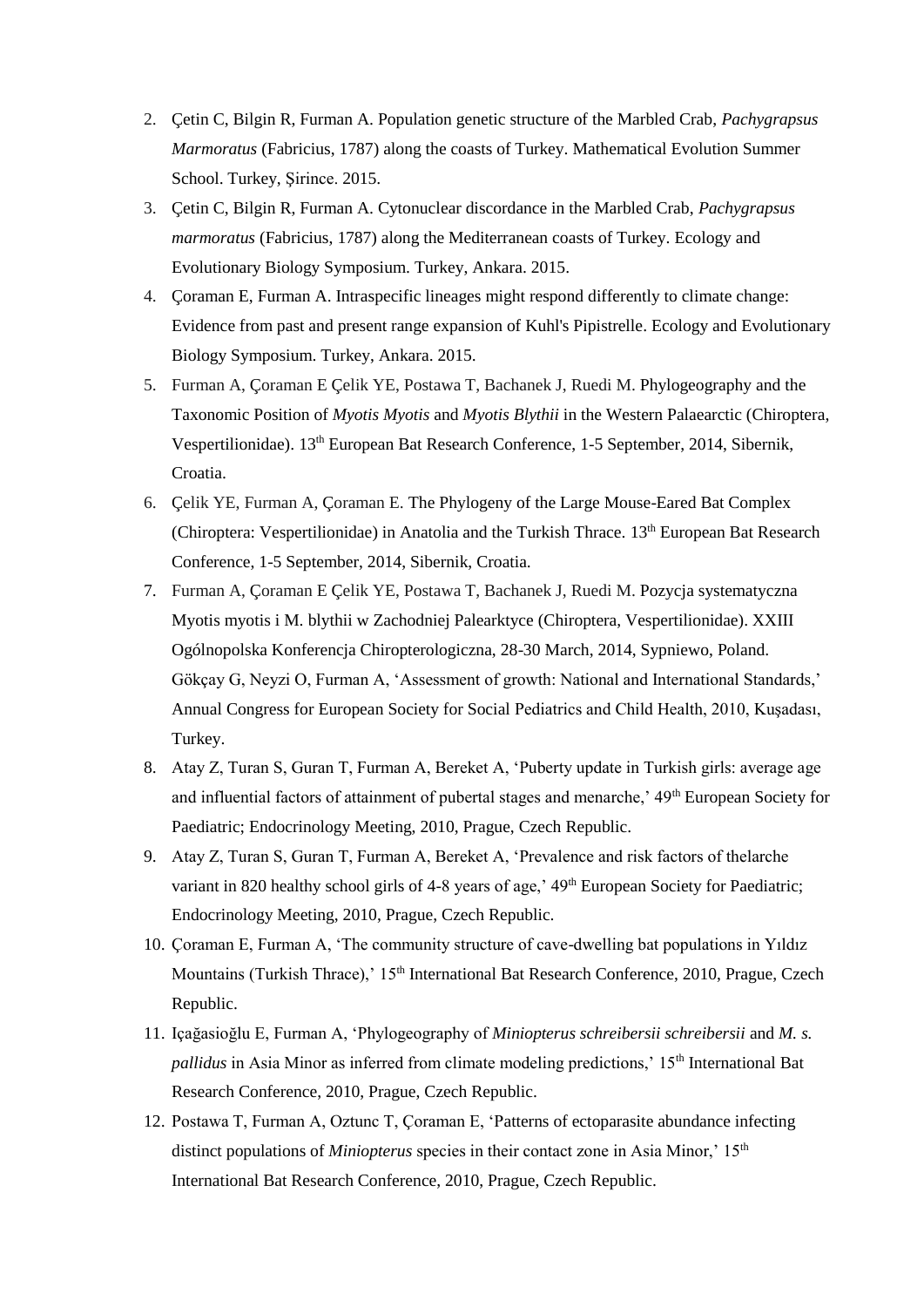2. Çetin C, Bilgin R, Furman A. Population genetic structure of the Marbled Crab, *Pachygrapsus Marmoratus* (Fabricius, 1787) along the coasts of Turkey. Mathematical Evolution Summer School. Turkey, Şirince. 2015.
3. Çetin C, Bilgin R, Furman A. Cytonuclear discordance in the Marbled Crab, *Pachygrapsus marmoratus* (Fabricius, 1787) along the Mediterranean coasts of Turkey. Ecology and Evolutionary Biology Symposium. Turkey, Ankara. 2015.
4. Çoraman E, Furman A. Intraspecific lineages might respond differently to climate change: Evidence from past and present range expansion of Kuhl's Pipistrelle. Ecology and Evolutionary Biology Symposium. Turkey, Ankara. 2015.
5. Furman A, Çoraman E Çelik YE, Postawa T, Bachanek J, Ruedi M. Phylogeography and the Taxonomic Position of *Myotis Myotis* and *Myotis Blythii* in the Western Palaearctic (Chiroptera, Vespertilionidae). 13th European Bat Research Conference, 1-5 September, 2014, Sibernik, Croatia.
6. Çelik YE, Furman A, Çoraman E. The Phylogeny of the Large Mouse-Eared Bat Complex (Chiroptera: Vespertilionidae) in Anatolia and the Turkish Thrace. 13th European Bat Research Conference, 1-5 September, 2014, Sibernik, Croatia.
7. Furman A, Çoraman E Çelik YE, Postawa T, Bachanek J, Ruedi M. Pozycja systematyczna Myotis myotis i M. blythii w Zachodniej Palearktyce (Chiroptera, Vespertilionidae). XXIII Ogólnopolska Konferencja Chiropterologiczna, 28-30 March, 2014, Sypniewo, Poland. Gökçay G, Neyzi O, Furman A, 'Assessment of growth: National and International Standards,' Annual Congress for European Society for Social Pediatrics and Child Health, 2010, Kuşadası, Turkey.
8. Atay Z, Turan S, Guran T, Furman A, Bereket A, 'Puberty update in Turkish girls: average age and influential factors of attainment of pubertal stages and menarche,' 49th European Society for Paediatric; Endocrinology Meeting, 2010, Prague, Czech Republic.
9. Atay Z, Turan S, Guran T, Furman A, Bereket A, 'Prevalence and risk factors of thelarche variant in 820 healthy school girls of 4-8 years of age,' 49th European Society for Paediatric; Endocrinology Meeting, 2010, Prague, Czech Republic.
10. Çoraman E, Furman A, 'The community structure of cave-dwelling bat populations in Yıldız Mountains (Turkish Thrace),' 15th International Bat Research Conference, 2010, Prague, Czech Republic.
11. Içağasioğlu E, Furman A, 'Phylogeography of *Miniopterus schreibersii schreibersii* and *M. s. pallidus* in Asia Minor as inferred from climate modeling predictions,' 15th International Bat Research Conference, 2010, Prague, Czech Republic.
12. Postawa T, Furman A, Oztunc T, Çoraman E, 'Patterns of ectoparasite abundance infecting distinct populations of *Miniopterus* species in their contact zone in Asia Minor,' 15th International Bat Research Conference, 2010, Prague, Czech Republic.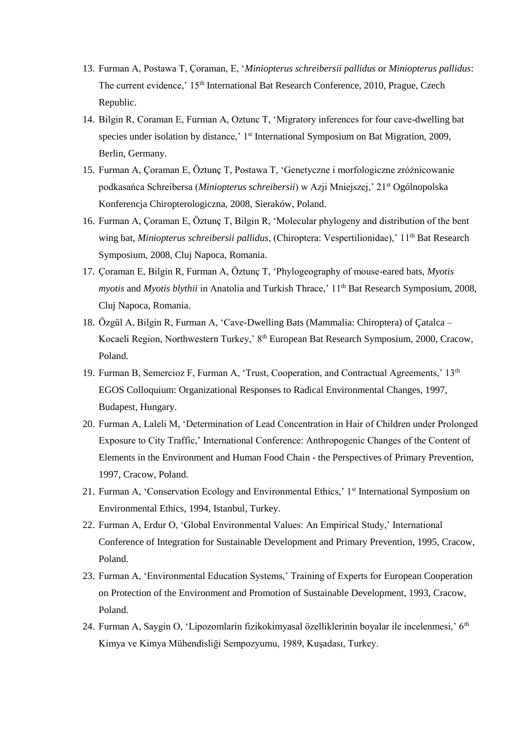13. Furman A, Postawa T, Çoraman, E, '*Miniopterus schreibersii pallidus* or *Miniopterus pallidus*: The current evidence,' 15th International Bat Research Conference, 2010, Prague, Czech Republic.
14. Bilgin R, Coraman E, Furman A, Oztunc T, 'Migratory inferences for four cave-dwelling bat species under isolation by distance,' 1st International Symposium on Bat Migration, 2009, Berlin, Germany.
15. Furman A, Çoraman E, Öztunç T, Postawa T, 'Genetyczne i morfologiczne zróżnicowanie podkasańca Schreibersa (*Miniopterus schreibersii*) w Azji Mniejszej,' 21st Ogólnopolska Konferencja Chiropterologiczna, 2008, Sieraków, Poland.
16. Furman A, Çoraman E, Öztunç T, Bilgin R, 'Molecular phylogeny and distribution of the bent wing bat, *Miniopterus schreibersii pallidus*, (Chiroptera: Vespertilionidae),' 11th Bat Research Symposium, 2008, Cluj Napoca, Romania.
17. Çoraman E, Bilgin R, Furman A, Öztunç T, 'Phylogeography of mouse-eared bats, *Myotis myotis* and *Myotis blythii* in Anatolia and Turkish Thrace,' 11th Bat Research Symposium, 2008, Cluj Napoca, Romania.
18. Özgül A, Bilgin R, Furman A, 'Cave-Dwelling Bats (Mammalia: Chiroptera) of Çatalca – Kocaeli Region, Northwestern Turkey,' 8th European Bat Research Symposium, 2000, Cracow, Poland.
19. Furman B, Semercioz F, Furman A, 'Trust, Cooperation, and Contractual Agreements,' 13th EGOS Colloquium: Organizational Responses to Radical Environmental Changes, 1997, Budapest, Hungary.
20. Furman A, Laleli M, 'Determination of Lead Concentration in Hair of Children under Prolonged Exposure to City Traffic,' International Conference: Anthropogenic Changes of the Content of Elements in the Environment and Human Food Chain - the Perspectives of Primary Prevention, 1997, Cracow, Poland.
21. Furman A, 'Conservation Ecology and Environmental Ethics,' 1st International Symposium on Environmental Ethics, 1994, Istanbul, Turkey.
22. Furman A, Erdur O, 'Global Environmental Values: An Empirical Study,' International Conference of Integration for Sustainable Development and Primary Prevention, 1995, Cracow, Poland.
23. Furman A, 'Environmental Education Systems,' Training of Experts for European Cooperation on Protection of the Environment and Promotion of Sustainable Development, 1993, Cracow, Poland.
24. Furman A, Saygin O, 'Lipozomlarin fizikokimyasal özelliklerinin boyalar ile incelenmesi,' 6th Kimya ve Kimya Mühendisliği Sempozyumu, 1989, Kuşadası, Turkey.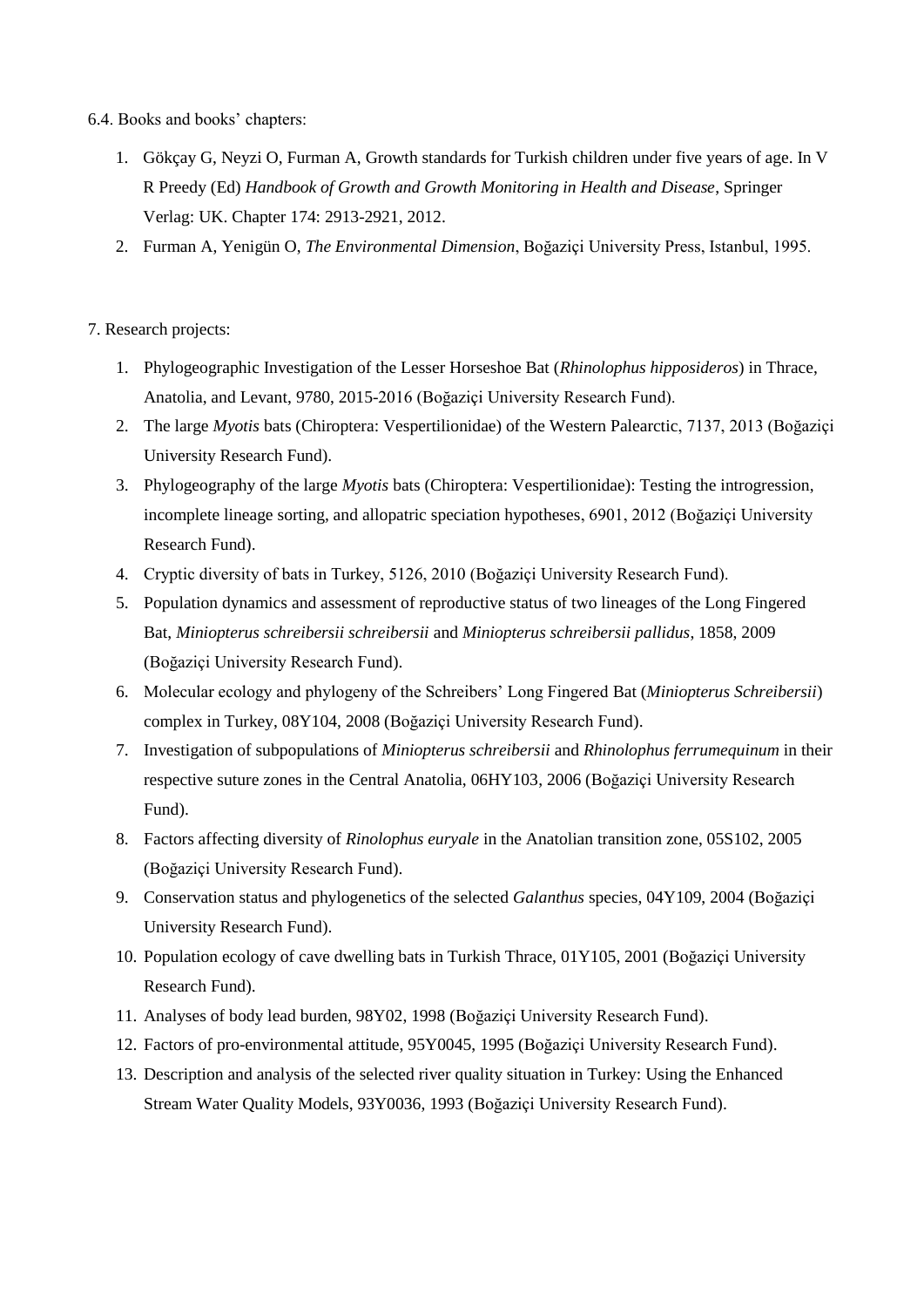6.4. Books and books' chapters:

1. Gökçay G, Neyzi O, Furman A, Growth standards for Turkish children under five years of age. In V R Preedy (Ed) *Handbook of Growth and Growth Monitoring in Health and Disease*, Springer Verlag: UK. Chapter 174: 2913-2921, 2012.
2. Furman A, Yenigün O, *The Environmental Dimension*, Boğaziçi University Press, Istanbul, 1995.

7. Research projects:

1. Phylogeographic Investigation of the Lesser Horseshoe Bat (*Rhinolophus hipposideros*) in Thrace, Anatolia, and Levant, 9780, 2015-2016 (Boğaziçi University Research Fund).
2. The large *Myotis* bats (Chiroptera: Vespertilionidae) of the Western Palearctic, 7137, 2013 (Boğaziçi University Research Fund).
3. Phylogeography of the large *Myotis* bats (Chiroptera: Vespertilionidae): Testing the introgression, incomplete lineage sorting, and allopatric speciation hypotheses, 6901, 2012 (Boğaziçi University Research Fund).
4. Cryptic diversity of bats in Turkey, 5126, 2010 (Boğaziçi University Research Fund).
5. Population dynamics and assessment of reproductive status of two lineages of the Long Fingered Bat, *Miniopterus schreibersii schreibersii* and *Miniopterus schreibersii pallidus*, 1858, 2009 (Boğaziçi University Research Fund).
6. Molecular ecology and phylogeny of the Schreibers' Long Fingered Bat (*Miniopterus Schreibersii*) complex in Turkey, 08Y104, 2008 (Boğaziçi University Research Fund).
7. Investigation of subpopulations of *Miniopterus schreibersii* and *Rhinolophus ferrumequinum* in their respective suture zones in the Central Anatolia, 06HY103, 2006 (Boğaziçi University Research Fund).
8. Factors affecting diversity of *Rinolophus euryale* in the Anatolian transition zone, 05S102, 2005 (Boğaziçi University Research Fund).
9. Conservation status and phylogenetics of the selected *Galanthus* species, 04Y109, 2004 (Boğaziçi University Research Fund).
10. Population ecology of cave dwelling bats in Turkish Thrace, 01Y105, 2001 (Boğaziçi University Research Fund).
11. Analyses of body lead burden, 98Y02, 1998 (Boğaziçi University Research Fund).
12. Factors of pro-environmental attitude, 95Y0045, 1995 (Boğaziçi University Research Fund).
13. Description and analysis of the selected river quality situation in Turkey: Using the Enhanced Stream Water Quality Models, 93Y0036, 1993 (Boğaziçi University Research Fund).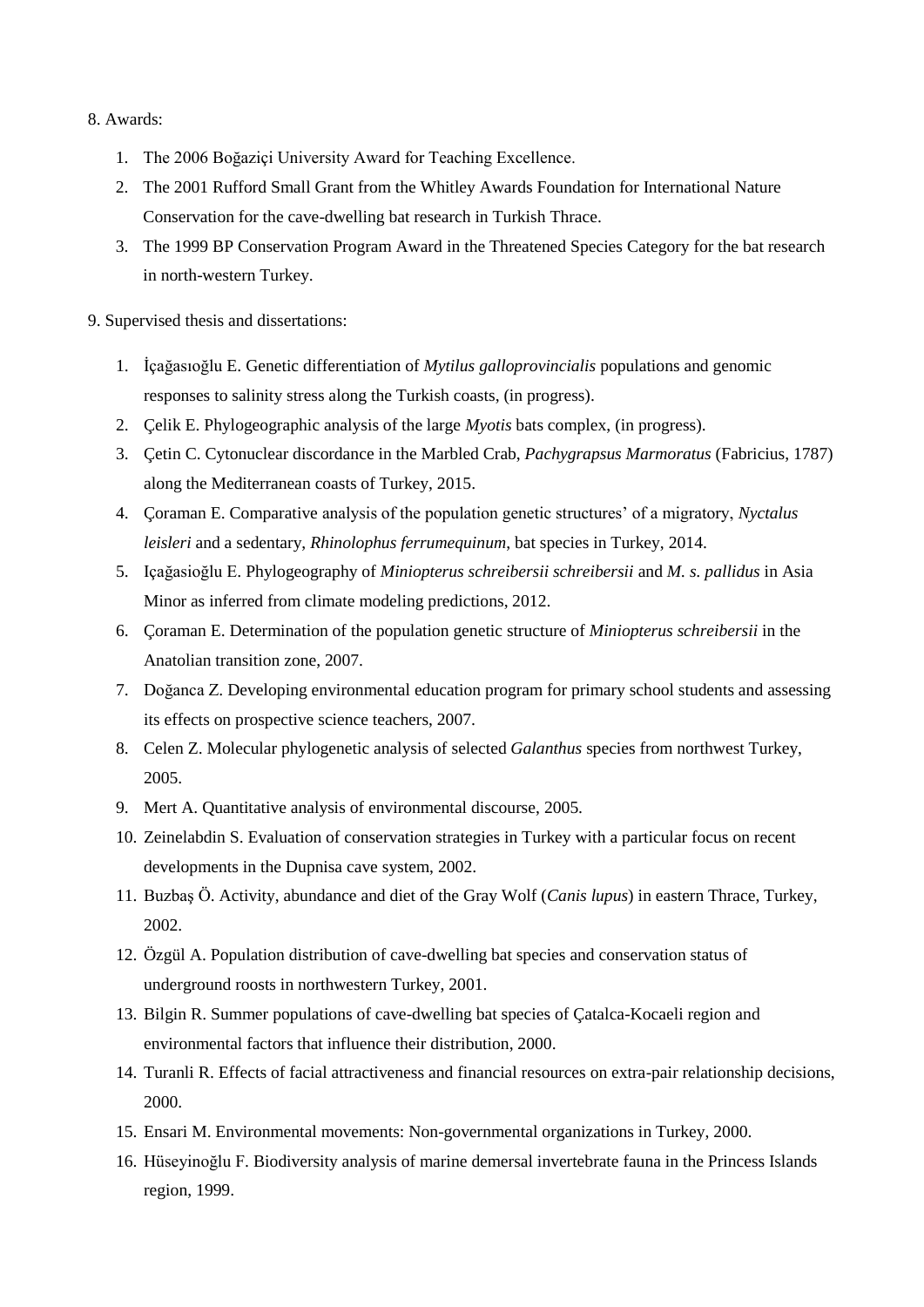8. Awards:

1. The 2006 Boğaziçi University Award for Teaching Excellence.
2. The 2001 Rufford Small Grant from the Whitley Awards Foundation for International Nature Conservation for the cave-dwelling bat research in Turkish Thrace.
3. The 1999 BP Conservation Program Award in the Threatened Species Category for the bat research in north-western Turkey.

9. Supervised thesis and dissertations:

1. İçağasıoğlu E. Genetic differentiation of *Mytilus galloprovincialis* populations and genomic responses to salinity stress along the Turkish coasts, (in progress).
2. Çelik E. Phylogeographic analysis of the large *Myotis* bats complex, (in progress).
3. Çetin C. Cytonuclear discordance in the Marbled Crab, *Pachygrapsus Marmoratus* (Fabricius, 1787) along the Mediterranean coasts of Turkey, 2015.
4. Çoraman E. Comparative analysis of the population genetic structures' of a migratory, *Nyctalus leisleri* and a sedentary, *Rhinolophus ferrumequinum*, bat species in Turkey, 2014.
5. Içağasioğlu E. Phylogeography of *Miniopterus schreibersii schreibersii* and *M. s. pallidus* in Asia Minor as inferred from climate modeling predictions, 2012.
6. Çoraman E. Determination of the population genetic structure of *Miniopterus schreibersii* in the Anatolian transition zone, 2007.
7. Doğanca Z. Developing environmental education program for primary school students and assessing its effects on prospective science teachers, 2007.
8. Celen Z. Molecular phylogenetic analysis of selected *Galanthus* species from northwest Turkey, 2005.
9. Mert A. Quantitative analysis of environmental discourse, 2005.
10. Zeinelabdin S. Evaluation of conservation strategies in Turkey with a particular focus on recent developments in the Dupnisa cave system, 2002.
11. Buzbaş Ö. Activity, abundance and diet of the Gray Wolf (*Canis lupus*) in eastern Thrace, Turkey, 2002.
12. Özgül A. Population distribution of cave-dwelling bat species and conservation status of underground roosts in northwestern Turkey, 2001.
13. Bilgin R. Summer populations of cave-dwelling bat species of Çatalca-Kocaeli region and environmental factors that influence their distribution, 2000.
14. Turanli R. Effects of facial attractiveness and financial resources on extra-pair relationship decisions, 2000.
15. Ensari M. Environmental movements: Non-governmental organizations in Turkey, 2000.
16. Hüseyinoğlu F. Biodiversity analysis of marine demersal invertebrate fauna in the Princess Islands region, 1999.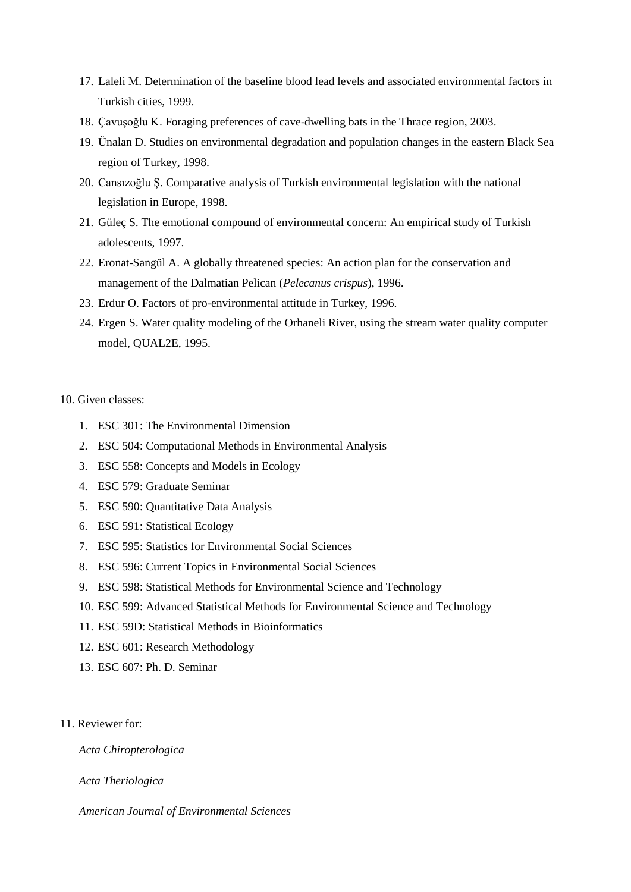17. Laleli M. Determination of the baseline blood lead levels and associated environmental factors in Turkish cities, 1999.
18. Çavuşoğlu K. Foraging preferences of cave-dwelling bats in the Thrace region, 2003.
19. Ünalan D. Studies on environmental degradation and population changes in the eastern Black Sea region of Turkey, 1998.
20. Cansızoğlu Ş. Comparative analysis of Turkish environmental legislation with the national legislation in Europe, 1998.
21. Güleç S. The emotional compound of environmental concern: An empirical study of Turkish adolescents, 1997.
22. Eronat-Sangül A. A globally threatened species: An action plan for the conservation and management of the Dalmatian Pelican (*Pelecanus crispus*), 1996.
23. Erdur O. Factors of pro-environmental attitude in Turkey, 1996.
24. Ergen S. Water quality modeling of the Orhaneli River, using the stream water quality computer model, QUAL2E, 1995.

10. Given classes:

1. ESC 301: The Environmental Dimension
2. ESC 504: Computational Methods in Environmental Analysis
3. ESC 558: Concepts and Models in Ecology
4. ESC 579: Graduate Seminar
5. ESC 590: Quantitative Data Analysis
6. ESC 591: Statistical Ecology
7. ESC 595: Statistics for Environmental Social Sciences
8. ESC 596: Current Topics in Environmental Social Sciences
9. ESC 598: Statistical Methods for Environmental Science and Technology
10. ESC 599: Advanced Statistical Methods for Environmental Science and Technology
11. ESC 59D: Statistical Methods in Bioinformatics
12. ESC 601: Research Methodology
13. ESC 607: Ph. D. Seminar

11. Reviewer for:

*Acta Chiropterologica*

*Acta Theriologica*

*American Journal of Environmental Sciences*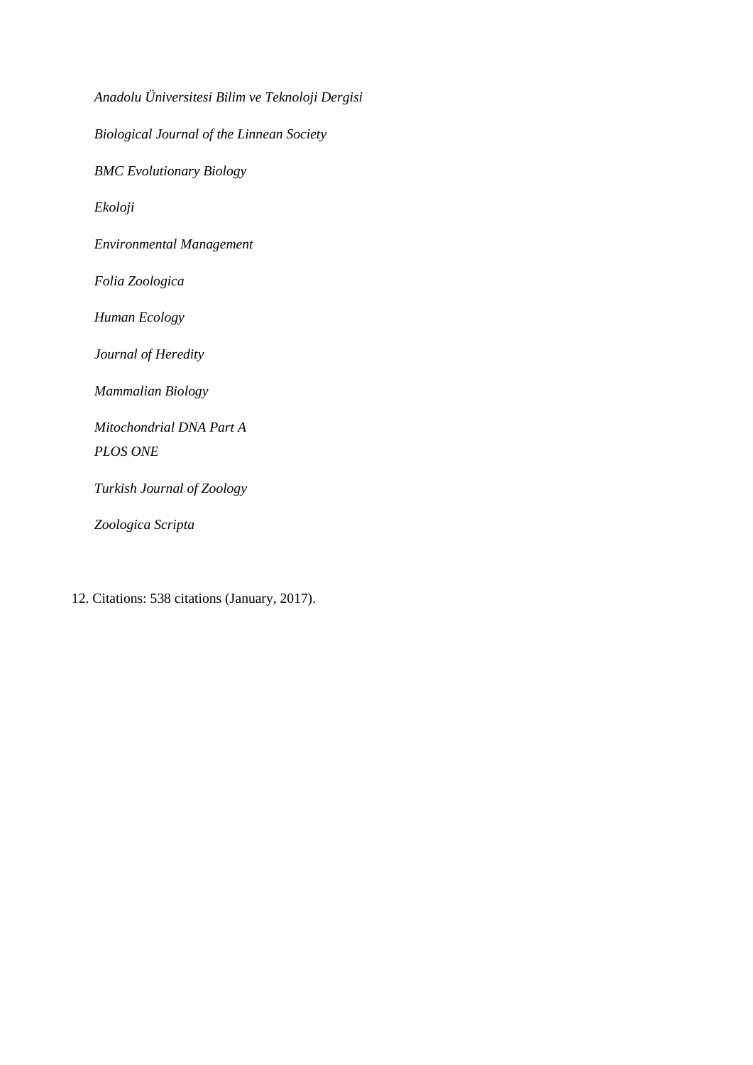*Anadolu Üniversitesi Bilim ve Teknoloji Dergisi*

*Biological Journal of the Linnean Society*

*BMC Evolutionary Biology*

*Ekoloji*

*Environmental Management*

*Folia Zoologica*

*Human Ecology*

*Journal of Heredity*

*Mammalian Biology*

*Mitochondrial DNA Part A*
*PLOS ONE*

*Turkish Journal of Zoology*

*Zoologica Scripta*

12. Citations: 538 citations (January, 2017).